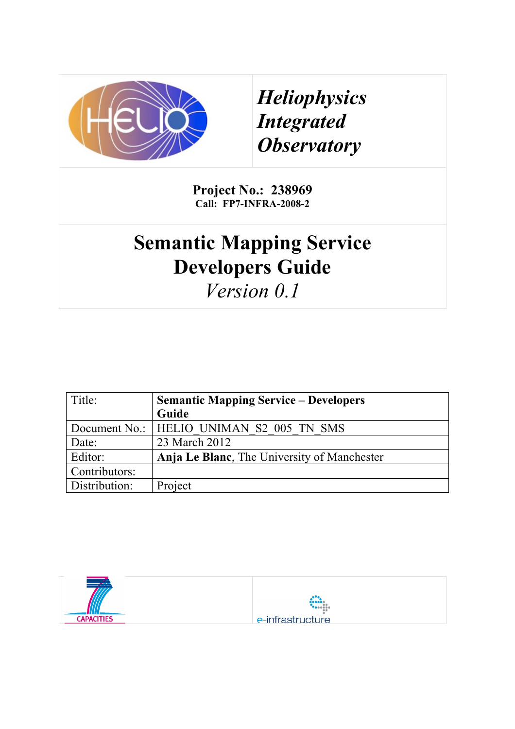***Heliophysics Integrated Observatory***

**Project No.: 238969**
**Call: FP7-INFRA-2008-2**

# Semantic Mapping Service Developers Guide

*Version 0.1*

| Title: | **Semantic Mapping Service – Developers Guide** |
| --- | --- |
| Document No.: | HELIO_UNIMAN_S2_005_TN_SMS |
| Date: | 23 March 2012 |
| Editor: | **Anja Le Blanc**, The University of Manchester |
| Contributors: | |
| Distribution: | Project |

CAPACITIES

e-infrastructure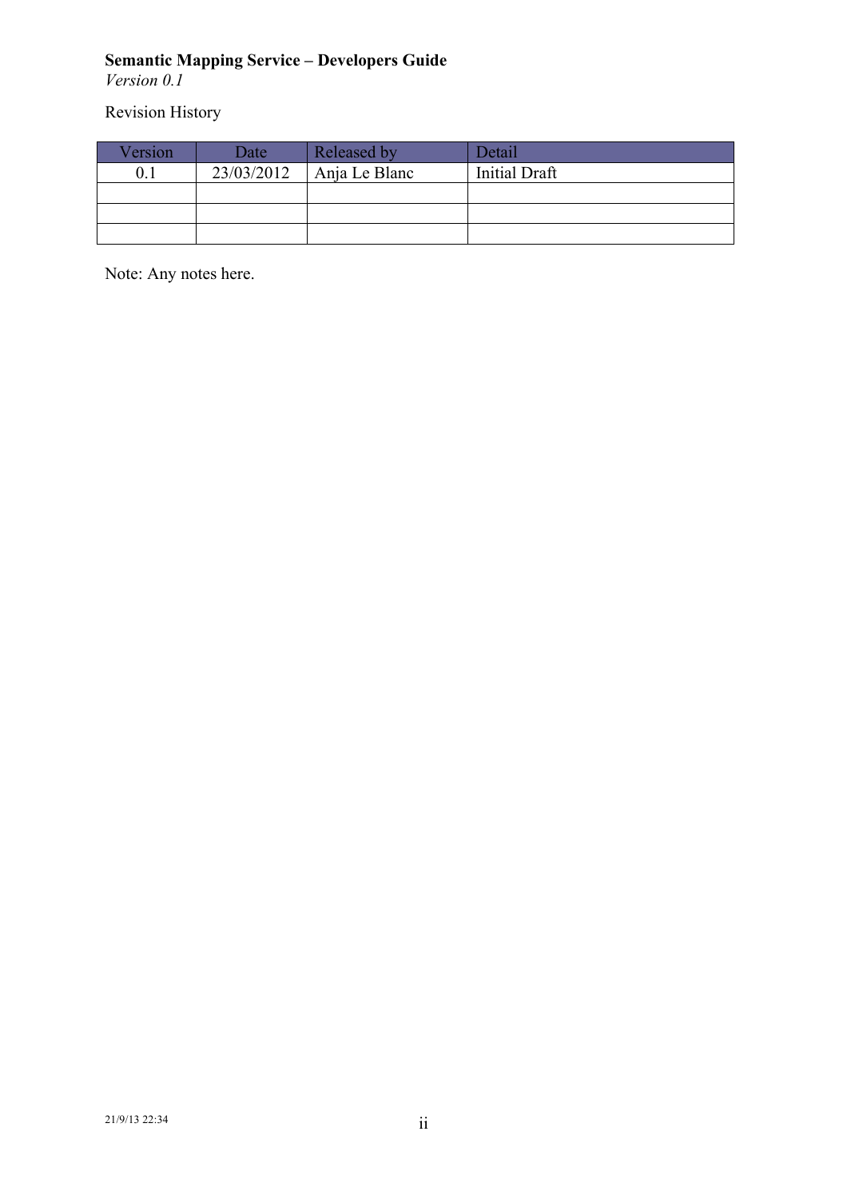**Semantic Mapping Service – Developers Guide**
*Version 0.1*

Revision History

| Version | Date | Released by | Detail |
|---|---|---|---|
| 0.1 | 23/03/2012 | Anja Le Blanc | Initial Draft |
| | | | |
| | | | |
| | | | |

Note: Any notes here.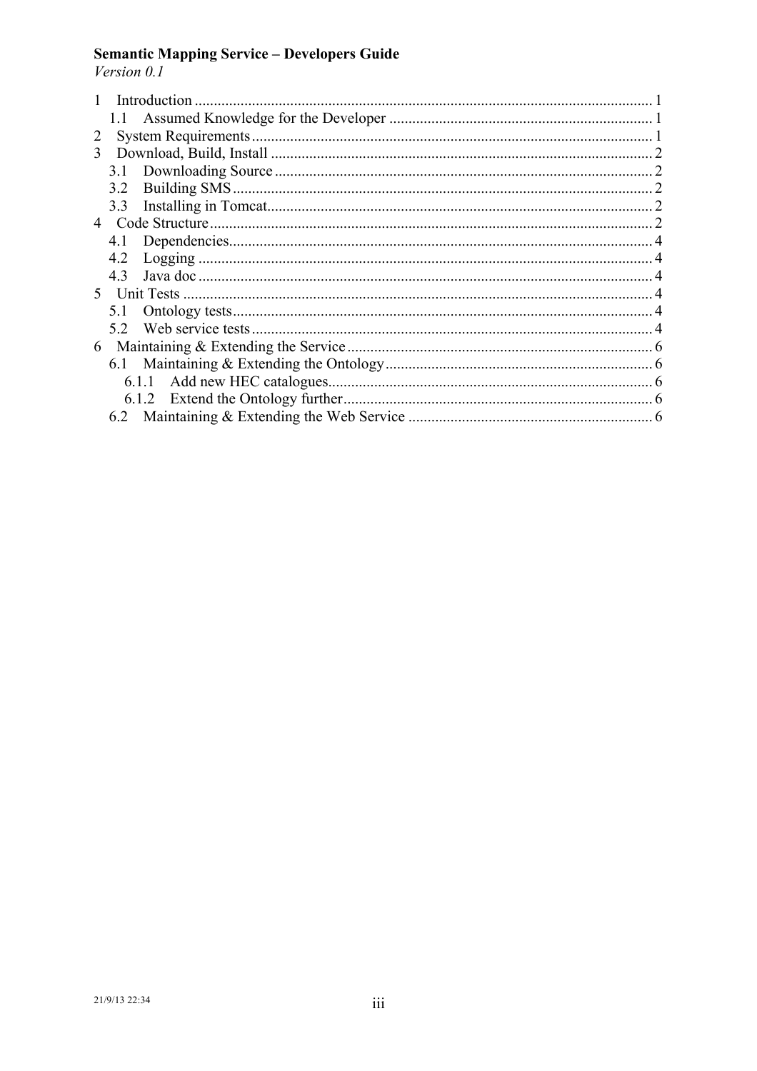**Semantic Mapping Service – Developers Guide**
*Version 0.1*

1 Introduction ........................................................................................................ 1
  1.1 Assumed Knowledge for the Developer ..................................................... 1
2 System Requirements ......................................................................................... 1
3 Download, Build, Install .................................................................................... 2
  3.1 Downloading Source ................................................................................... 2
  3.2 Building SMS .............................................................................................. 2
  3.3 Installing in Tomcat ..................................................................................... 2
4 Code Structure .................................................................................................... 2
  4.1 Dependencies ............................................................................................... 4
  4.2 Logging ....................................................................................................... 4
  4.3 Java doc ....................................................................................................... 4
5 Unit Tests ........................................................................................................... 4
  5.1 Ontology tests .............................................................................................. 4
  5.2 Web service tests ......................................................................................... 4
6 Maintaining & Extending the Service ................................................................ 6
  6.1 Maintaining & Extending the Ontology ...................................................... 6
    6.1.1 Add new HEC catalogues .................................................................... 6
    6.1.2 Extend the Ontology further ................................................................. 6
  6.2 Maintaining & Extending the Web Service ................................................ 6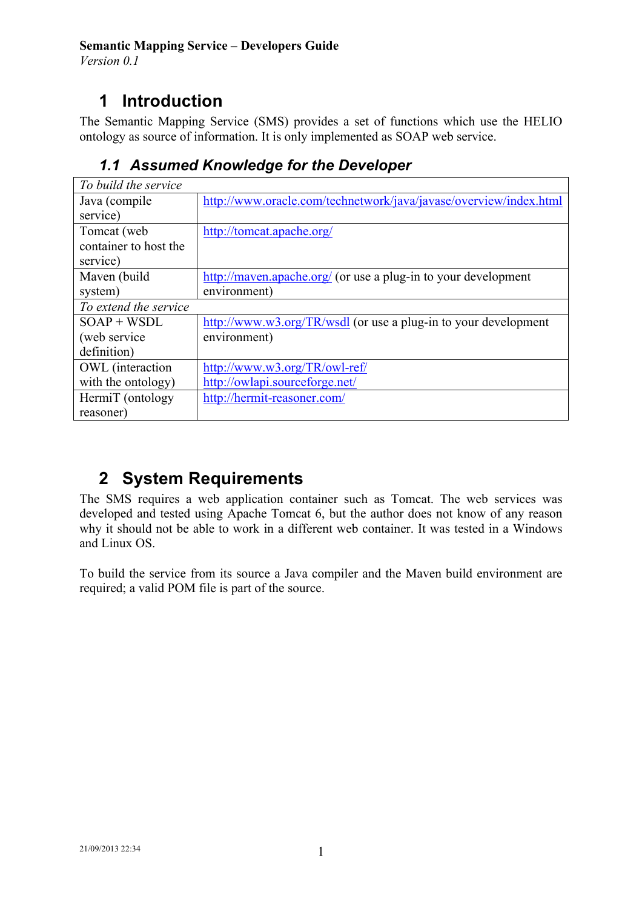**Semantic Mapping Service – Developers Guide**
*Version 0.1*

# 1 Introduction

The Semantic Mapping Service (SMS) provides a set of functions which use the HELIO ontology as source of information. It is only implemented as SOAP web service.

## 1.1 Assumed Knowledge for the Developer

| *To build the service* | |
|---|---|
| Java (compile service) | http://www.oracle.com/technetwork/java/javase/overview/index.html |
| Tomcat (web container to host the service) | http://tomcat.apache.org/ |
| Maven (build system) | http://maven.apache.org/ (or use a plug-in to your development environment) |
| *To extend the service* | |
| SOAP + WSDL (web service definition) | http://www.w3.org/TR/wsdl (or use a plug-in to your development environment) |
| OWL (interaction with the ontology) | http://www.w3.org/TR/owl-ref/ http://owlapi.sourceforge.net/ |
| HermiT (ontology reasoner) | http://hermit-reasoner.com/ |

# 2 System Requirements

The SMS requires a web application container such as Tomcat. The web services was developed and tested using Apache Tomcat 6, but the author does not know of any reason why it should not be able to work in a different web container. It was tested in a Windows and Linux OS.

To build the service from its source a Java compiler and the Maven build environment are required; a valid POM file is part of the source.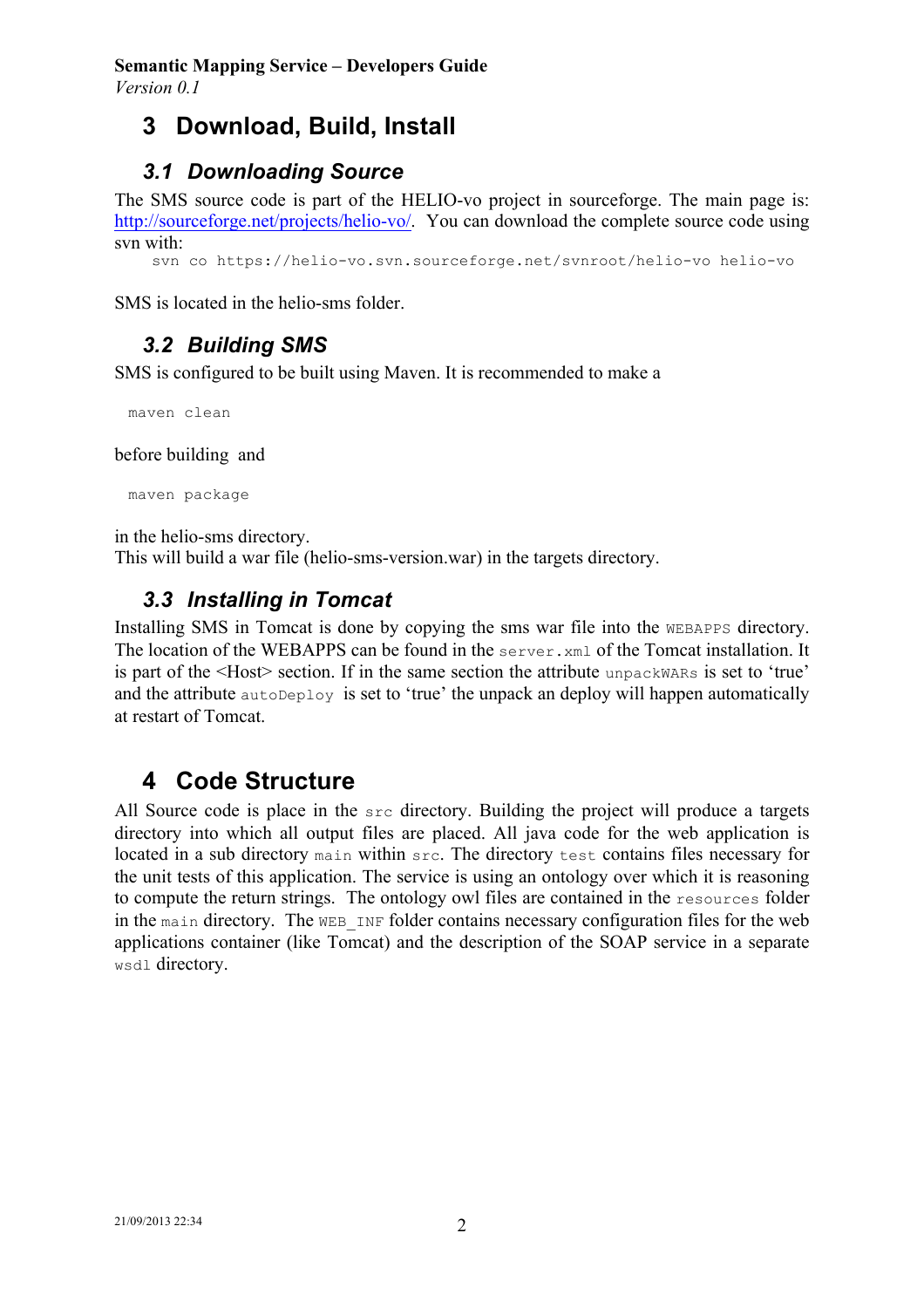# 3 Download, Build, Install

## 3.1 Downloading Source

The SMS source code is part of the HELIO-vo project in sourceforge. The main page is: http://sourceforge.net/projects/helio-vo/. You can download the complete source code using svn with:

```
svn co https://helio-vo.svn.sourceforge.net/svnroot/helio-vo helio-vo
```

SMS is located in the helio-sms folder.

## 3.2 Building SMS

SMS is configured to be built using Maven. It is recommended to make a

```
maven clean
```

before building and

```
maven package
```

in the helio-sms directory.
This will build a war file (helio-sms-version.war) in the targets directory.

## 3.3 Installing in Tomcat

Installing SMS in Tomcat is done by copying the sms war file into the `WEBAPPS` directory. The location of the WEBAPPS can be found in the `server.xml` of the Tomcat installation. It is part of the <Host> section. If in the same section the attribute `unpackWARs` is set to 'true' and the attribute `autoDeploy` is set to 'true' the unpack an deploy will happen automatically at restart of Tomcat.

# 4 Code Structure

All Source code is place in the `src` directory. Building the project will produce a targets directory into which all output files are placed. All java code for the web application is located in a sub directory `main` within `src`. The directory `test` contains files necessary for the unit tests of this application. The service is using an ontology over which it is reasoning to compute the return strings. The ontology owl files are contained in the `resources` folder in the `main` directory. The `WEB_INF` folder contains necessary configuration files for the web applications container (like Tomcat) and the description of the SOAP service in a separate `wsdl` directory.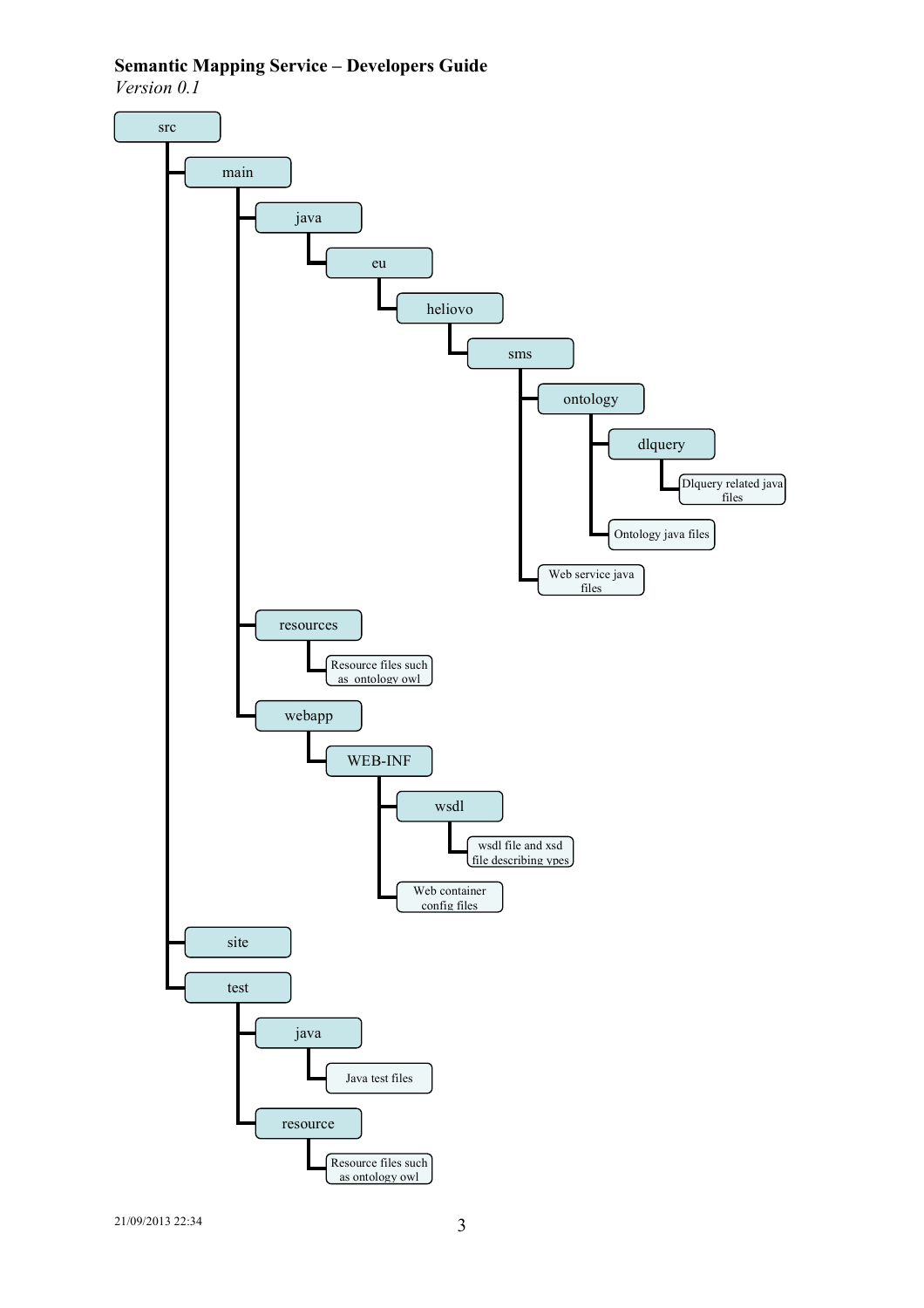```
src
├── main
│   ├── java
│   │   └── eu
│   │       └── heliovo
│   │           └── sms
│   │               ├── ontology
│   │               │   ├── dlquery
│   │               │   │   └── Dlquery related java files
│   │               │   └── Ontology java files
│   │               └── Web service java files
│   ├── resources
│   │   └── Resource files such as ontology owl
│   └── webapp
│       └── WEB-INF
│           ├── wsdl
│           │   └── wsdl file and xsd file describing ypes
│           └── Web container config files
├── site
└── test
    ├── java
    │   └── Java test files
    └── resource
        └── Resource files such as ontology owl
```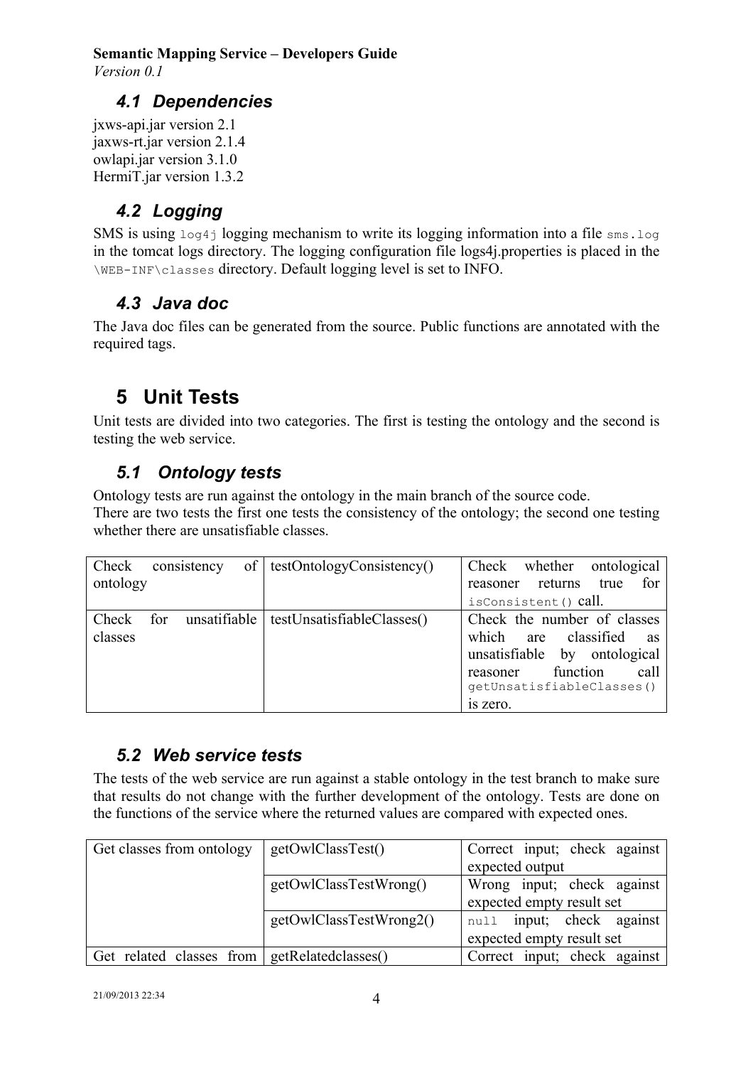### 4.1 Dependencies

jxws-api.jar version 2.1
jaxws-rt.jar version 2.1.4
owlapi.jar version 3.1.0
HermiT.jar version 1.3.2

### 4.2 Logging

SMS is using `log4j` logging mechanism to write its logging information into a file `sms.log` in the tomcat logs directory. The logging configuration file logs4j.properties is placed in the `\WEB-INF\classes` directory. Default logging level is set to INFO.

### 4.3 Java doc

The Java doc files can be generated from the source. Public functions are annotated with the required tags.

## 5 Unit Tests

Unit tests are divided into two categories. The first is testing the ontology and the second is testing the web service.

### 5.1 Ontology tests

Ontology tests are run against the ontology in the main branch of the source code.
There are two tests the first one tests the consistency of the ontology; the second one testing whether there are unsatisfiable classes.

| | | |
|---|---|---|
| Check consistency of ontology | testOntologyConsistency() | Check whether ontological reasoner returns true for `isConsistent()` call. |
| Check for unsatisfiable classes | testUnsatisfiableClasses() | Check the number of classes which are classified as unsatisfiable by ontological reasoner function call `getUnsatisfiableClasses()` is zero. |

### 5.2 Web service tests

The tests of the web service are run against a stable ontology in the test branch to make sure that results do not change with the further development of the ontology. Tests are done on the functions of the service where the returned values are compared with expected ones.

| | | |
|---|---|---|
| Get classes from ontology | getOwlClassTest() | Correct input; check against expected output |
| | getOwlClassTestWrong() | Wrong input; check against expected empty result set |
| | getOwlClassTestWrong2() | `null` input; check against expected empty result set |
| Get related classes from | getRelatedclasses() | Correct input; check against |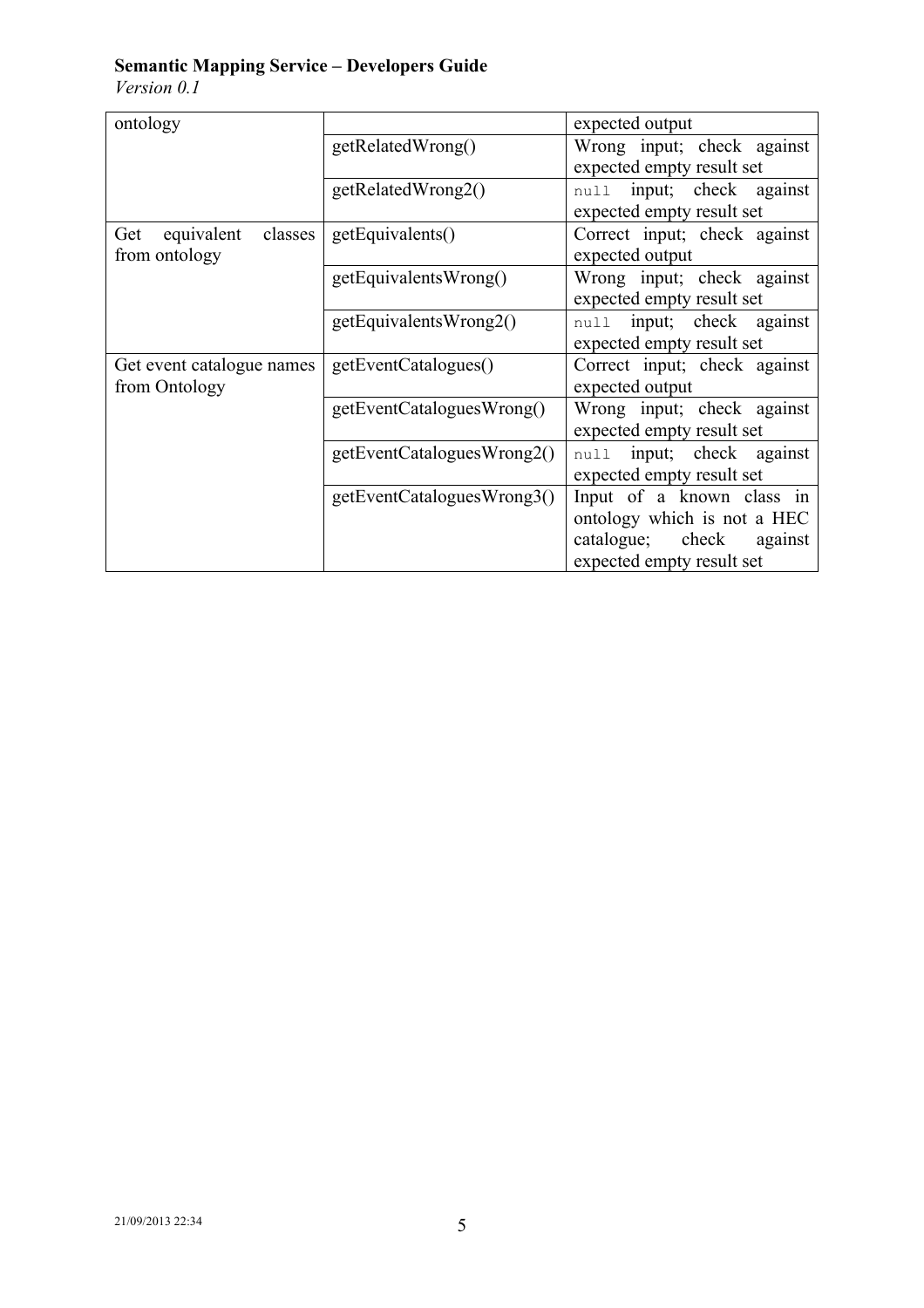| | | |
|---|---|---|
| ontology | | expected output |
| | getRelatedWrong() | Wrong input; check against expected empty result set |
| | getRelatedWrong2() | `null` input; check against expected empty result set |
| Get equivalent classes from ontology | getEquivalents() | Correct input; check against expected output |
| | getEquivalentsWrong() | Wrong input; check against expected empty result set |
| | getEquivalentsWrong2() | `null` input; check against expected empty result set |
| Get event catalogue names from Ontology | getEventCatalogues() | Correct input; check against expected output |
| | getEventCataloguesWrong() | Wrong input; check against expected empty result set |
| | getEventCataloguesWrong2() | `null` input; check against expected empty result set |
| | getEventCataloguesWrong3() | Input of a known class in ontology which is not a HEC catalogue; check against expected empty result set |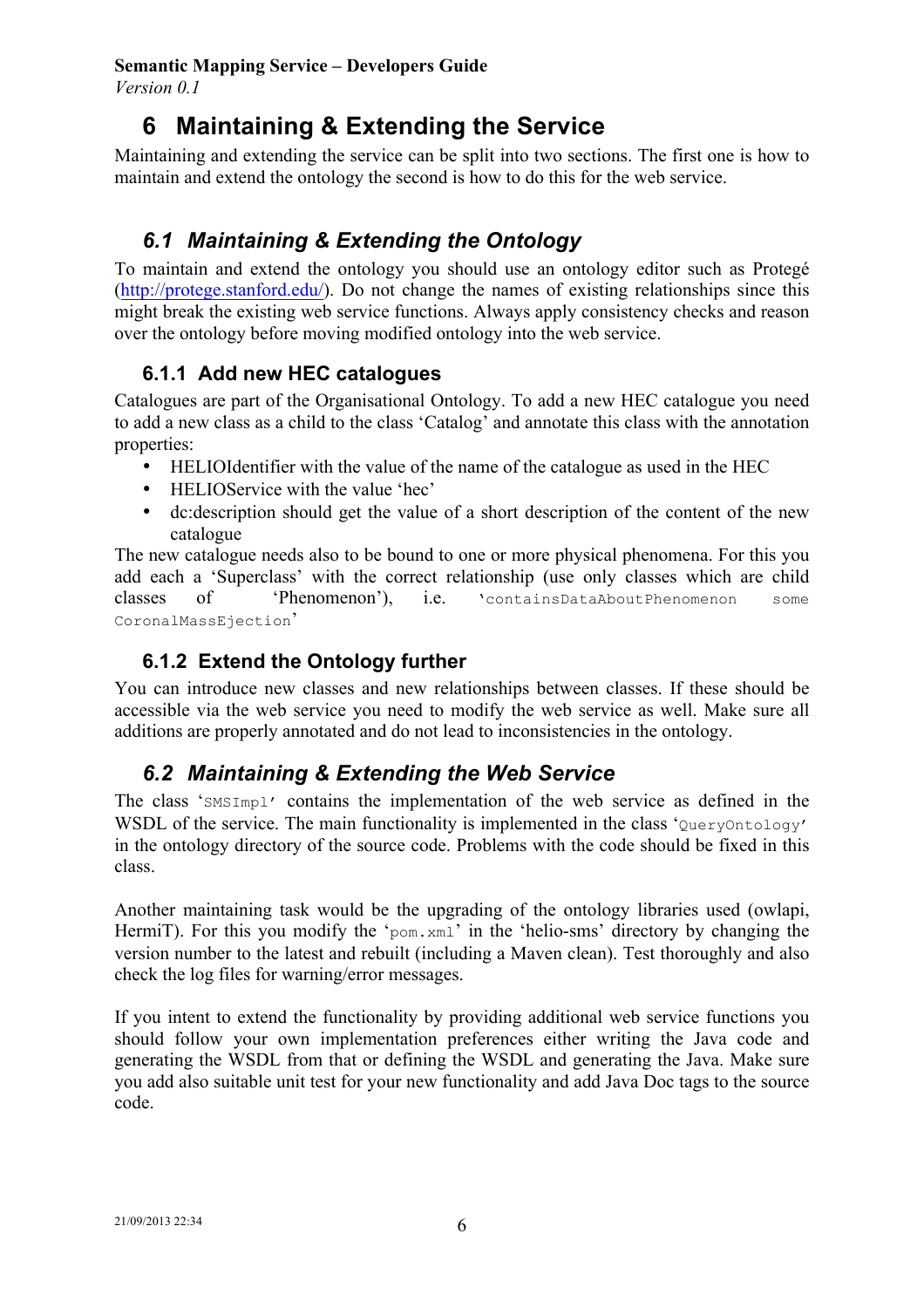# 6 Maintaining & Extending the Service

Maintaining and extending the service can be split into two sections. The first one is how to maintain and extend the ontology the second is how to do this for the web service.

## 6.1 Maintaining & Extending the Ontology

To maintain and extend the ontology you should use an ontology editor such as Protegé (http://protege.stanford.edu/). Do not change the names of existing relationships since this might break the existing web service functions. Always apply consistency checks and reason over the ontology before moving modified ontology into the web service.

### 6.1.1 Add new HEC catalogues

Catalogues are part of the Organisational Ontology. To add a new HEC catalogue you need to add a new class as a child to the class 'Catalog' and annotate this class with the annotation properties:

- HELIOIdentifier with the value of the name of the catalogue as used in the HEC
- HELIOService with the value 'hec'
- dc:description should get the value of a short description of the content of the new catalogue

The new catalogue needs also to be bound to one or more physical phenomena. For this you add each a 'Superclass' with the correct relationship (use only classes which are child classes of 'Phenomenon'), i.e. '`containsDataAboutPhenomenon some CoronalMassEjection`'

### 6.1.2 Extend the Ontology further

You can introduce new classes and new relationships between classes. If these should be accessible via the web service you need to modify the web service as well. Make sure all additions are properly annotated and do not lead to inconsistencies in the ontology.

## 6.2 Maintaining & Extending the Web Service

The class '`SMSImpl`' contains the implementation of the web service as defined in the WSDL of the service. The main functionality is implemented in the class '`QueryOntology`' in the ontology directory of the source code. Problems with the code should be fixed in this class.

Another maintaining task would be the upgrading of the ontology libraries used (owlapi, HermiT). For this you modify the '`pom.xml`' in the 'helio-sms' directory by changing the version number to the latest and rebuilt (including a Maven clean). Test thoroughly and also check the log files for warning/error messages.

If you intent to extend the functionality by providing additional web service functions you should follow your own implementation preferences either writing the Java code and generating the WSDL from that or defining the WSDL and generating the Java. Make sure you add also suitable unit test for your new functionality and add Java Doc tags to the source code.